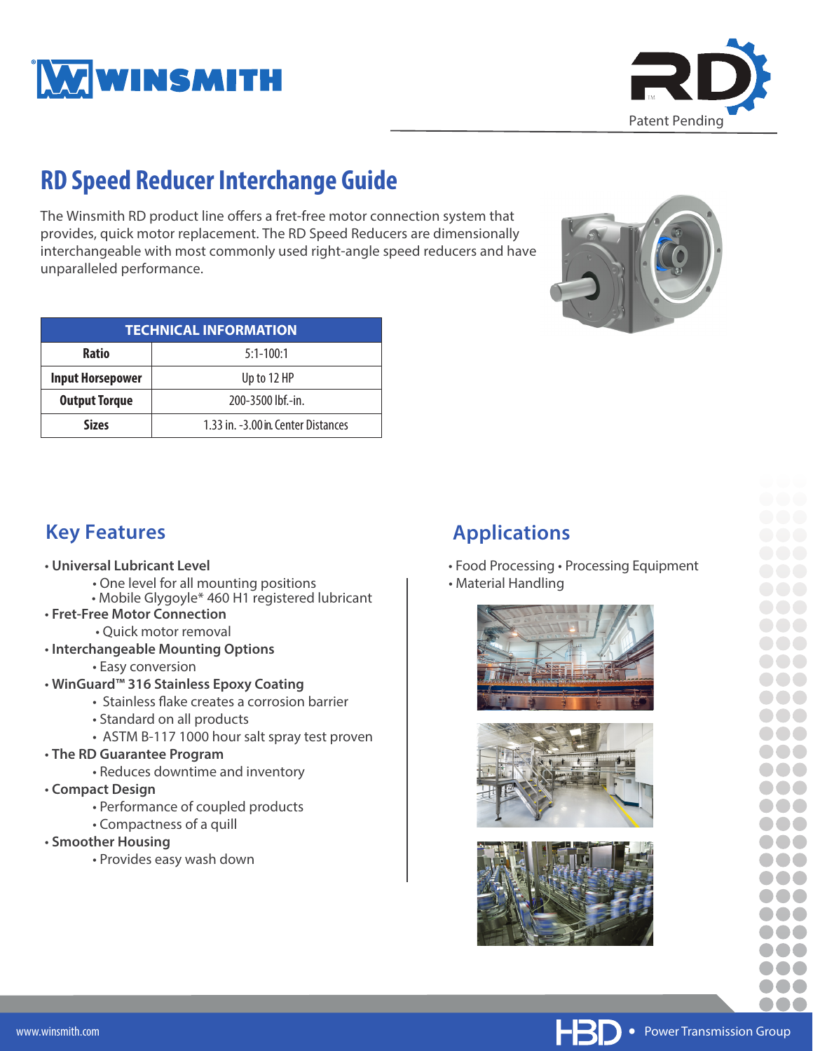WINSMITH

RD™ Patent Pending

# RD Speed Reducer Interchange Guide

The Winsmith RD product line offers a fret-free motor connection system that provides, quick motor replacement. The RD Speed Reducers are dimensionally interchangeable with most commonly used right-angle speed reducers and have unparalleled performance.

| TECHNICAL INFORMATION | |
|---|---|
| **Ratio** | 5:1-100:1 |
| **Input Horsepower** | Up to 12 HP |
| **Output Torque** | 200-3500 lbf.-in. |
| **Sizes** | 1.33 in. -3.00 in. Center Distances |

## Key Features

- **Universal Lubricant Level**
  - One level for all mounting positions
  - Mobile Glygoyle* 460 H1 registered lubricant
- **Fret-Free Motor Connection**
  - Quick motor removal
- **Interchangeable Mounting Options**
  - Easy conversion
- **WinGuard™ 316 Stainless Epoxy Coating**
  - Stainless flake creates a corrosion barrier
  - Standard on all products
  - ASTM B-117 1000 hour salt spray test proven
- **The RD Guarantee Program**
  - Reduces downtime and inventory
- **Compact Design**
  - Performance of coupled products
  - Compactness of a quill
- **Smoother Housing**
  - Provides easy wash down

## Applications

- Food Processing • Processing Equipment
- Material Handling

www.winsmith.com

HBD • Power Transmission Group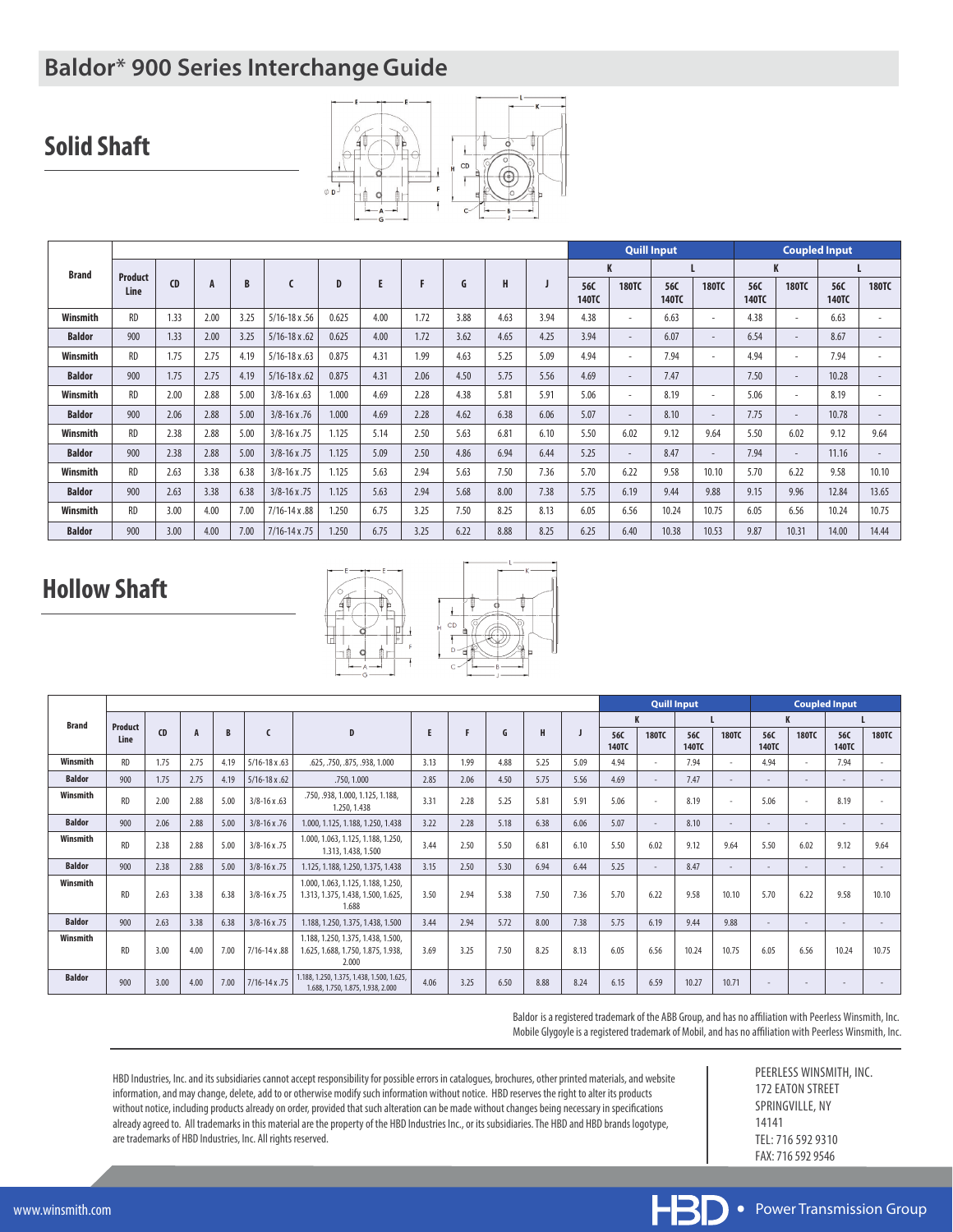# Baldor* 900 Series Interchange Guide

## Solid Shaft

| Brand | Product Line | CD | A | B | C | D | E | F | G | H | J | Quill Input K 56C 140TC | Quill Input K 180TC | Quill Input L 56C 140TC | Quill Input L 180TC | Coupled Input K 56C 140TC | Coupled Input K 180TC | Coupled Input L 56C 140TC | Coupled Input L 180TC |
|---|---|---|---|---|---|---|---|---|---|---|---|---|---|---|---|---|---|---|---|
| Winsmith | RD | 1.33 | 2.00 | 3.25 | 5/16-18 x .56 | 0.625 | 4.00 | 1.72 | 3.88 | 4.63 | 3.94 | 4.38 | - | 6.63 | - | 4.38 | - | 6.63 | - |
| Baldor | 900 | 1.33 | 2.00 | 3.25 | 5/16-18 x .62 | 0.625 | 4.00 | 1.72 | 3.62 | 4.65 | 4.25 | 3.94 | - | 6.07 | - | 6.54 | - | 8.67 | - |
| Winsmith | RD | 1.75 | 2.75 | 4.19 | 5/16-18 x .63 | 0.875 | 4.31 | 1.99 | 4.63 | 5.25 | 5.09 | 4.94 | - | 7.94 | - | 4.94 | - | 7.94 | - |
| Baldor | 900 | 1.75 | 2.75 | 4.19 | 5/16-18 x .62 | 0.875 | 4.31 | 2.06 | 4.50 | 5.75 | 5.56 | 4.69 | - | 7.47 | | 7.50 | - | 10.28 | - |
| Winsmith | RD | 2.00 | 2.88 | 5.00 | 3/8-16 x .63 | 1.000 | 4.69 | 2.28 | 4.38 | 5.81 | 5.91 | 5.06 | - | 8.19 | - | 5.06 | - | 8.19 | - |
| Baldor | 900 | 2.06 | 2.88 | 5.00 | 3/8-16 x .76 | 1.000 | 4.69 | 2.28 | 4.62 | 6.38 | 6.06 | 5.07 | - | 8.10 | - | 7.75 | - | 10.78 | - |
| Winsmith | RD | 2.38 | 2.88 | 5.00 | 3/8-16 x .75 | 1.125 | 5.14 | 2.50 | 5.63 | 6.81 | 6.10 | 5.50 | 6.02 | 9.12 | 9.64 | 5.50 | 6.02 | 9.12 | 9.64 |
| Baldor | 900 | 2.38 | 2.88 | 5.00 | 3/8-16 x .75 | 1.125 | 5.09 | 2.50 | 4.86 | 6.94 | 6.44 | 5.25 | - | 8.47 | - | 7.94 | - | 11.16 | - |
| Winsmith | RD | 2.63 | 3.38 | 6.38 | 3/8-16 x .75 | 1.125 | 5.63 | 2.94 | 5.63 | 7.50 | 7.36 | 5.70 | 6.22 | 9.58 | 10.10 | 5.70 | 6.22 | 9.58 | 10.10 |
| Baldor | 900 | 2.63 | 3.38 | 6.38 | 3/8-16 x .75 | 1.125 | 5.63 | 2.94 | 5.68 | 8.00 | 7.38 | 5.75 | 6.19 | 9.44 | 9.88 | 9.15 | 9.96 | 12.84 | 13.65 |
| Winsmith | RD | 3.00 | 4.00 | 7.00 | 7/16-14 x .88 | 1.250 | 6.75 | 3.25 | 7.50 | 8.25 | 8.13 | 6.05 | 6.56 | 10.24 | 10.75 | 6.05 | 6.56 | 10.24 | 10.75 |
| Baldor | 900 | 3.00 | 4.00 | 7.00 | 7/16-14 x .75 | 1.250 | 6.75 | 3.25 | 6.22 | 8.88 | 8.25 | 6.25 | 6.40 | 10.38 | 10.53 | 9.87 | 10.31 | 14.00 | 14.44 |

## Hollow Shaft

| Brand | Product Line | CD | A | B | C | D | E | F | G | H | J | Quill Input K 56C 140TC | Quill Input K 180TC | Quill Input L 56C 140TC | Quill Input L 180TC | Coupled Input K 56C 140TC | Coupled Input K 180TC | Coupled Input L 56C 140TC | Coupled Input L 180TC |
|---|---|---|---|---|---|---|---|---|---|---|---|---|---|---|---|---|---|---|---|
| Winsmith | RD | 1.75 | 2.75 | 4.19 | 5/16-18 x .63 | .625, .750, .875, .938, 1.000 | 3.13 | 1.99 | 4.88 | 5.25 | 5.09 | 4.94 | - | 7.94 | - | 4.94 | - | 7.94 | - |
| Baldor | 900 | 1.75 | 2.75 | 4.19 | 5/16-18 x .62 | .750, 1.000 | 2.85 | 2.06 | 4.50 | 5.75 | 5.56 | 4.69 | - | 7.47 | - | - | - | - | - |
| Winsmith | RD | 2.00 | 2.88 | 5.00 | 3/8-16 x .63 | .750, .938, 1.000, 1.125, 1.188, 1.250, 1.438 | 3.31 | 2.28 | 5.25 | 5.81 | 5.91 | 5.06 | - | 8.19 | - | 5.06 | - | 8.19 | - |
| Baldor | 900 | 2.06 | 2.88 | 5.00 | 3/8-16 x .76 | 1.000, 1.125, 1.188, 1.250, 1.438 | 3.22 | 2.28 | 5.18 | 6.38 | 6.06 | 5.07 | - | 8.10 | - | - | - | - | - |
| Winsmith | RD | 2.38 | 2.88 | 5.00 | 3/8-16 x .75 | 1.000, 1.063, 1.125, 1.188, 1.250, 1.313, 1.438, 1.500 | 3.44 | 2.50 | 5.50 | 6.81 | 6.10 | 5.50 | 6.02 | 9.12 | 9.64 | 5.50 | 6.02 | 9.12 | 9.64 |
| Baldor | 900 | 2.38 | 2.88 | 5.00 | 3/8-16 x .75 | 1.125, 1.188, 1.250, 1.375, 1.438 | 3.15 | 2.50 | 5.30 | 6.94 | 6.44 | 5.25 | - | 8.47 | - | - | - | - | - |
| Winsmith | RD | 2.63 | 3.38 | 6.38 | 3/8-16 x .75 | 1.000, 1.063, 1.125, 1.188, 1.250, 1.313, 1.375, 1.438, 1.500, 1.625, 1.688 | 3.50 | 2.94 | 5.38 | 7.50 | 7.36 | 5.70 | 6.22 | 9.58 | 10.10 | 5.70 | 6.22 | 9.58 | 10.10 |
| Baldor | 900 | 2.63 | 3.38 | 6.38 | 3/8-16 x .75 | 1.188, 1.250, 1.375, 1.438, 1.500 | 3.44 | 2.94 | 5.72 | 8.00 | 7.38 | 5.75 | 6.19 | 9.44 | 9.88 | - | - | - | - |
| Winsmith | RD | 3.00 | 4.00 | 7.00 | 7/16-14 x .88 | 1.188, 1.250, 1.375, 1.438, 1.500, 1.625, 1.688, 1.750, 1.875, 1.938, 2.000 | 3.69 | 3.25 | 7.50 | 8.25 | 8.13 | 6.05 | 6.56 | 10.24 | 10.75 | 6.05 | 6.56 | 10.24 | 10.75 |
| Baldor | 900 | 3.00 | 4.00 | 7.00 | 7/16-14 x .75 | 1.188, 1.250, 1.375, 1.438, 1.500, 1.625, 1.688, 1.750, 1.875, 1.938, 2.000 | 4.06 | 3.25 | 6.50 | 8.88 | 8.24 | 6.15 | 6.59 | 10.27 | 10.71 | - | - | - | - |

Baldor is a registered trademark of the ABB Group, and has no affiliation with Peerless Winsmith, Inc.
Mobile Glygoyle is a registered trademark of Mobil, and has no affiliation with Peerless Winsmith, Inc.

HBD Industries, Inc. and its subsidiaries cannot accept responsibility for possible errors in catalogues, brochures, other printed materials, and website information, and may change, delete, add to or otherwise modify such information without notice. HBD reserves the right to alter its products without notice, including products already on order, provided that such alteration can be made without changes being necessary in specifications already agreed to. All trademarks in this material are the property of the HBD Industries Inc., or its subsidiaries. The HBD and HBD brands logotype, are trademarks of HBD Industries, Inc. All rights reserved.

PEERLESS WINSMITH, INC.
172 EATON STREET
SPRINGVILLE, NY
14141
TEL: 716 592 9310
FAX: 716 592 9546

www.winsmith.com

HBD • Power Transmission Group